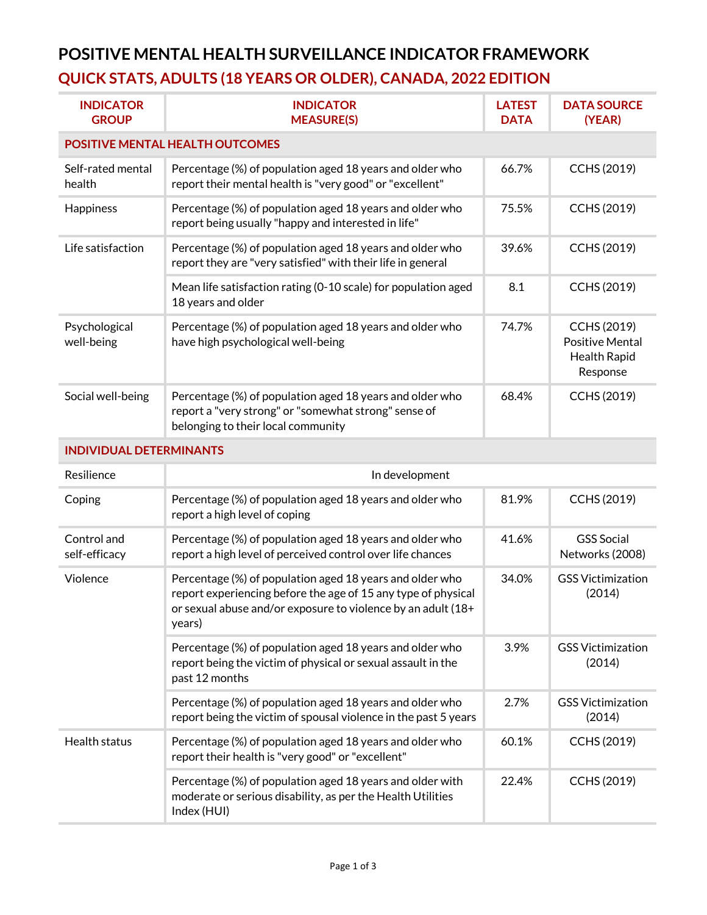# POSITIVE MENTAL HEALTH SURVEILLANCE INDICATOR FRAMEWORK

## QUICK STATS, ADULTS (18 YEARS OR OLDER), CANADA, 2022 EDITION

| INDICATOR GROUP | INDICATOR MEASURE(S) | LATEST DATA | DATA SOURCE (YEAR) |
|---|---|---|---|
| **POSITIVE MENTAL HEALTH OUTCOMES** | | | |
| Self-rated mental health | Percentage (%) of population aged 18 years and older who report their mental health is "very good" or "excellent" | 66.7% | CCHS (2019) |
| Happiness | Percentage (%) of population aged 18 years and older who report being usually "happy and interested in life" | 75.5% | CCHS (2019) |
| Life satisfaction | Percentage (%) of population aged 18 years and older who report they are "very satisfied" with their life in general | 39.6% | CCHS (2019) |
| | Mean life satisfaction rating (0-10 scale) for population aged 18 years and older | 8.1 | CCHS (2019) |
| Psychological well-being | Percentage (%) of population aged 18 years and older who have high psychological well-being | 74.7% | CCHS (2019) Positive Mental Health Rapid Response |
| Social well-being | Percentage (%) of population aged 18 years and older who report a "very strong" or "somewhat strong" sense of belonging to their local community | 68.4% | CCHS (2019) |
| **INDIVIDUAL DETERMINANTS** | | | |
| Resilience | In development | | |
| Coping | Percentage (%) of population aged 18 years and older who report a high level of coping | 81.9% | CCHS (2019) |
| Control and self-efficacy | Percentage (%) of population aged 18 years and older who report a high level of perceived control over life chances | 41.6% | GSS Social Networks (2008) |
| Violence | Percentage (%) of population aged 18 years and older who report experiencing before the age of 15 any type of physical or sexual abuse and/or exposure to violence by an adult (18+ years) | 34.0% | GSS Victimization (2014) |
| | Percentage (%) of population aged 18 years and older who report being the victim of physical or sexual assault in the past 12 months | 3.9% | GSS Victimization (2014) |
| | Percentage (%) of population aged 18 years and older who report being the victim of spousal violence in the past 5 years | 2.7% | GSS Victimization (2014) |
| Health status | Percentage (%) of population aged 18 years and older who report their health is "very good" or "excellent" | 60.1% | CCHS (2019) |
| | Percentage (%) of population aged 18 years and older with moderate or serious disability, as per the Health Utilities Index (HUI) | 22.4% | CCHS (2019) |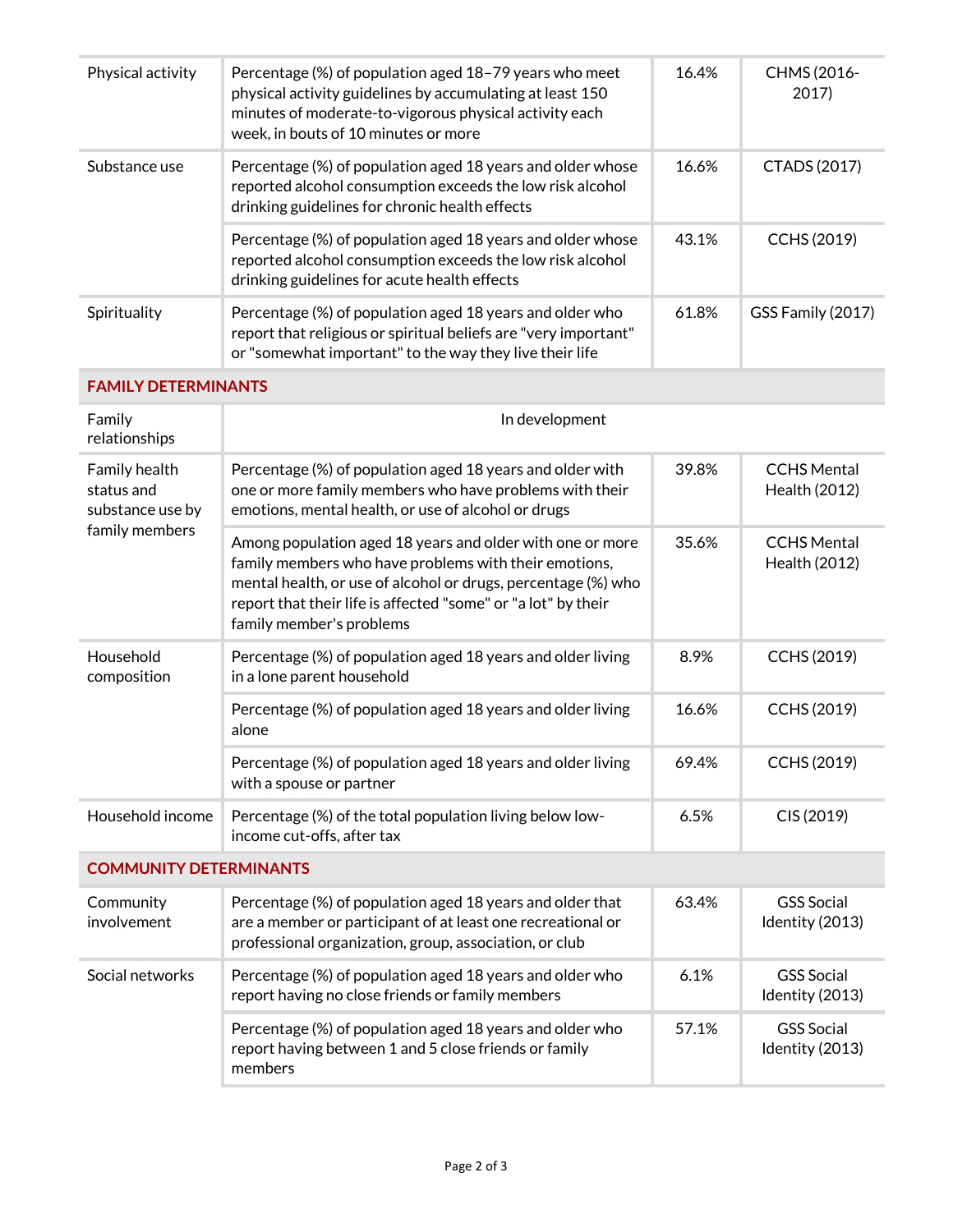| | | | |
|---|---|---|---|
| Physical activity | Percentage (%) of population aged 18–79 years who meet physical activity guidelines by accumulating at least 150 minutes of moderate-to-vigorous physical activity each week, in bouts of 10 minutes or more | 16.4% | CHMS (2016-2017) |
| Substance use | Percentage (%) of population aged 18 years and older whose reported alcohol consumption exceeds the low risk alcohol drinking guidelines for chronic health effects | 16.6% | CTADS (2017) |
| | Percentage (%) of population aged 18 years and older whose reported alcohol consumption exceeds the low risk alcohol drinking guidelines for acute health effects | 43.1% | CCHS (2019) |
| Spirituality | Percentage (%) of population aged 18 years and older who report that religious or spiritual beliefs are "very important" or "somewhat important" to the way they live their life | 61.8% | GSS Family (2017) |
| **FAMILY DETERMINANTS** | | | |
| Family relationships | In development | | |
| Family health status and substance use by family members | Percentage (%) of population aged 18 years and older with one or more family members who have problems with their emotions, mental health, or use of alcohol or drugs | 39.8% | CCHS Mental Health (2012) |
| | Among population aged 18 years and older with one or more family members who have problems with their emotions, mental health, or use of alcohol or drugs, percentage (%) who report that their life is affected "some" or "a lot" by their family member's problems | 35.6% | CCHS Mental Health (2012) |
| Household composition | Percentage (%) of population aged 18 years and older living in a lone parent household | 8.9% | CCHS (2019) |
| | Percentage (%) of population aged 18 years and older living alone | 16.6% | CCHS (2019) |
| | Percentage (%) of population aged 18 years and older living with a spouse or partner | 69.4% | CCHS (2019) |
| Household income | Percentage (%) of the total population living below low-income cut-offs, after tax | 6.5% | CIS (2019) |
| **COMMUNITY DETERMINANTS** | | | |
| Community involvement | Percentage (%) of population aged 18 years and older that are a member or participant of at least one recreational or professional organization, group, association, or club | 63.4% | GSS Social Identity (2013) |
| Social networks | Percentage (%) of population aged 18 years and older who report having no close friends or family members | 6.1% | GSS Social Identity (2013) |
| | Percentage (%) of population aged 18 years and older who report having between 1 and 5 close friends or family members | 57.1% | GSS Social Identity (2013) |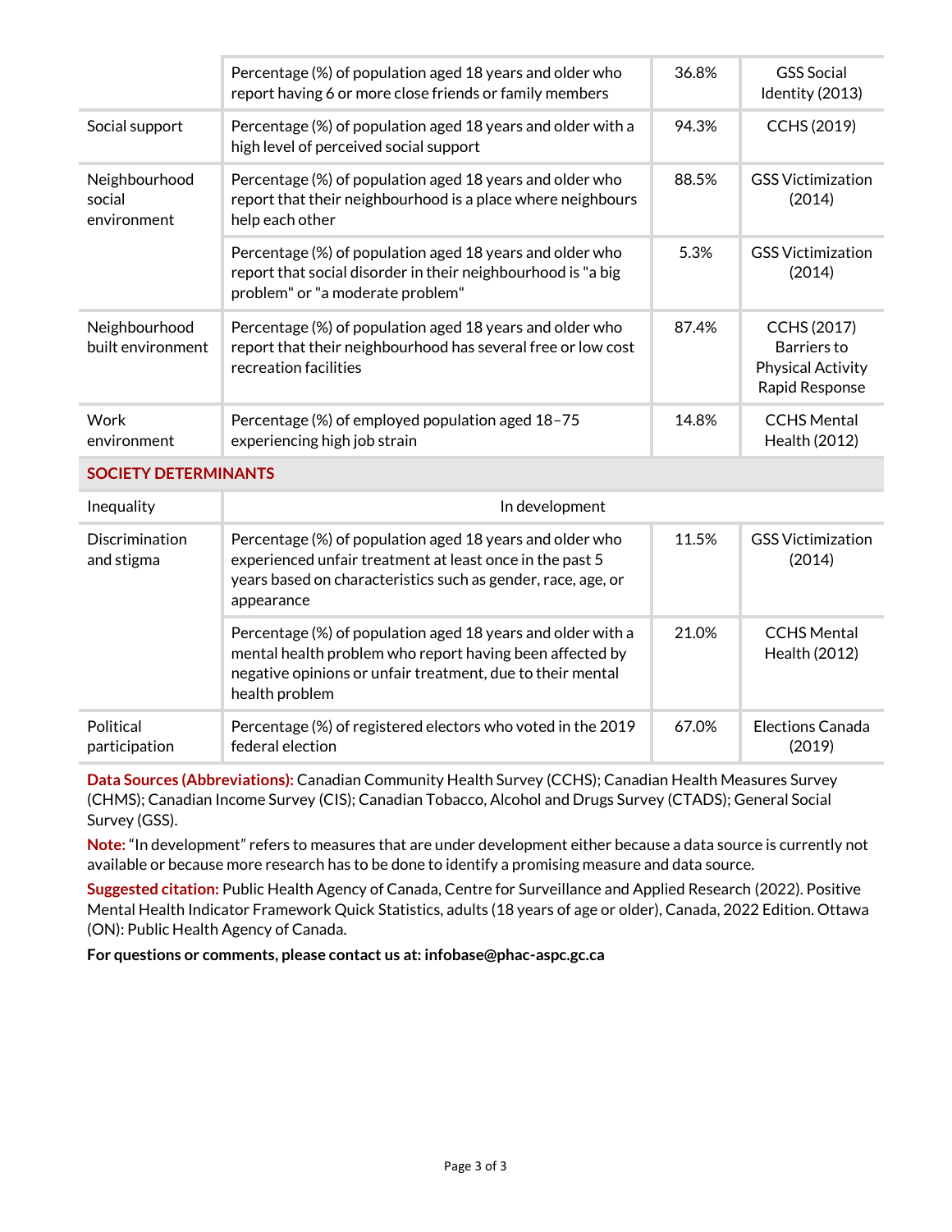| | | | |
|---|---|---|---|
| | Percentage (%) of population aged 18 years and older who report having 6 or more close friends or family members | 36.8% | GSS Social Identity (2013) |
| Social support | Percentage (%) of population aged 18 years and older with a high level of perceived social support | 94.3% | CCHS (2019) |
| Neighbourhood social environment | Percentage (%) of population aged 18 years and older who report that their neighbourhood is a place where neighbours help each other | 88.5% | GSS Victimization (2014) |
| | Percentage (%) of population aged 18 years and older who report that social disorder in their neighbourhood is "a big problem" or "a moderate problem" | 5.3% | GSS Victimization (2014) |
| Neighbourhood built environment | Percentage (%) of population aged 18 years and older who report that their neighbourhood has several free or low cost recreation facilities | 87.4% | CCHS (2017) Barriers to Physical Activity Rapid Response |
| Work environment | Percentage (%) of employed population aged 18–75 experiencing high job strain | 14.8% | CCHS Mental Health (2012) |
| **SOCIETY DETERMINANTS** | | | |
| Inequality | In development | | |
| Discrimination and stigma | Percentage (%) of population aged 18 years and older who experienced unfair treatment at least once in the past 5 years based on characteristics such as gender, race, age, or appearance | 11.5% | GSS Victimization (2014) |
| | Percentage (%) of population aged 18 years and older with a mental health problem who report having been affected by negative opinions or unfair treatment, due to their mental health problem | 21.0% | CCHS Mental Health (2012) |
| Political participation | Percentage (%) of registered electors who voted in the 2019 federal election | 67.0% | Elections Canada (2019) |

**Data Sources (Abbreviations):** Canadian Community Health Survey (CCHS); Canadian Health Measures Survey (CHMS); Canadian Income Survey (CIS); Canadian Tobacco, Alcohol and Drugs Survey (CTADS); General Social Survey (GSS).

**Note:** "In development" refers to measures that are under development either because a data source is currently not available or because more research has to be done to identify a promising measure and data source.

**Suggested citation:** Public Health Agency of Canada, Centre for Surveillance and Applied Research (2022). Positive Mental Health Indicator Framework Quick Statistics, adults (18 years of age or older), Canada, 2022 Edition. Ottawa (ON): Public Health Agency of Canada.

**For questions or comments, please contact us at: infobase@phac-aspc.gc.ca**